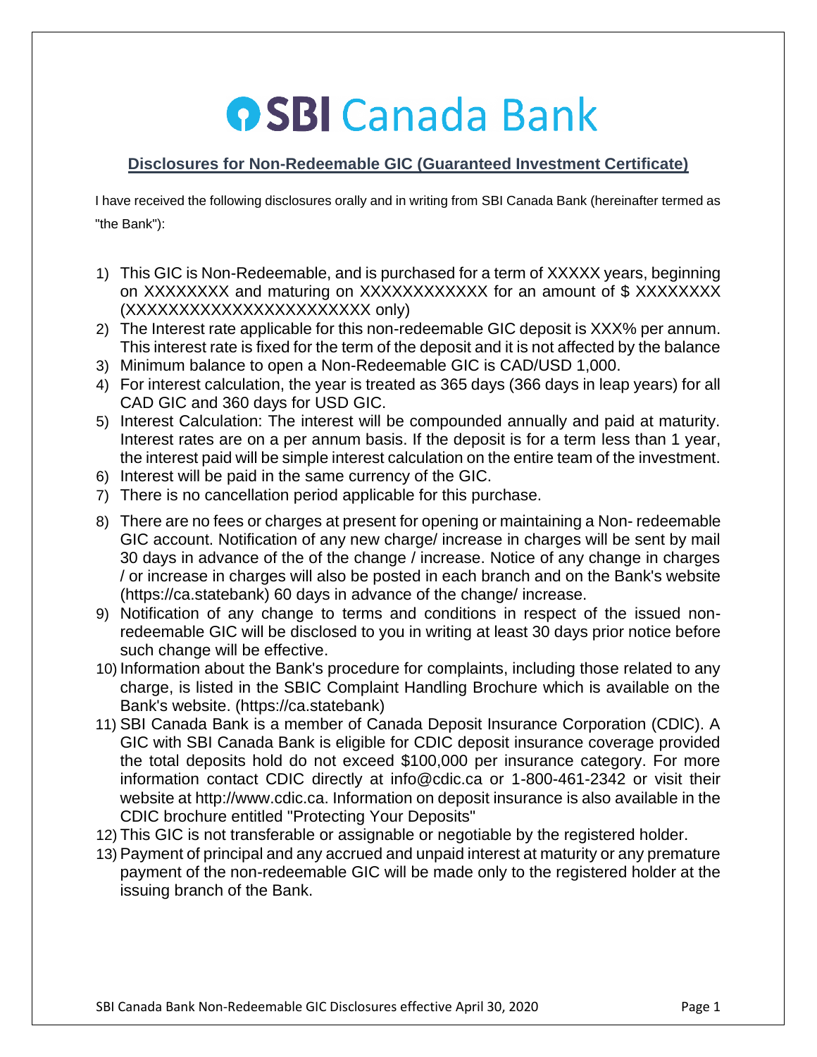# SBI Canada Bank

## Disclosures for Non-Redeemable GIC (Guaranteed Investment Certificate)

I have received the following disclosures orally and in writing from SBI Canada Bank (hereinafter termed as "the Bank"):

1) This GIC is Non-Redeemable, and is purchased for a term of XXXXX years, beginning on XXXXXXXX and maturing on XXXXXXXXXXXX for an amount of $ XXXXXXXX (XXXXXXXXXXXXXXXXXXXXXXX only)
2) The Interest rate applicable for this non-redeemable GIC deposit is XXX% per annum. This interest rate is fixed for the term of the deposit and it is not affected by the balance
3) Minimum balance to open a Non-Redeemable GIC is CAD/USD 1,000.
4) For interest calculation, the year is treated as 365 days (366 days in leap years) for all CAD GIC and 360 days for USD GIC.
5) Interest Calculation: The interest will be compounded annually and paid at maturity. Interest rates are on a per annum basis. If the deposit is for a term less than 1 year, the interest paid will be simple interest calculation on the entire team of the investment.
6) Interest will be paid in the same currency of the GIC.
7) There is no cancellation period applicable for this purchase.
8) There are no fees or charges at present for opening or maintaining a Non- redeemable GIC account. Notification of any new charge/ increase in charges will be sent by mail 30 days in advance of the of the change / increase. Notice of any change in charges / or increase in charges will also be posted in each branch and on the Bank's website (https://ca.statebank) 60 days in advance of the change/ increase.
9) Notification of any change to terms and conditions in respect of the issued non-redeemable GIC will be disclosed to you in writing at least 30 days prior notice before such change will be effective.
10) Information about the Bank's procedure for complaints, including those related to any charge, is listed in the SBIC Complaint Handling Brochure which is available on the Bank's website. (https://ca.statebank)
11) SBI Canada Bank is a member of Canada Deposit Insurance Corporation (CDIC). A GIC with SBI Canada Bank is eligible for CDIC deposit insurance coverage provided the total deposits hold do not exceed $100,000 per insurance category. For more information contact CDIC directly at info@cdic.ca or 1-800-461-2342 or visit their website at http://www.cdic.ca. Information on deposit insurance is also available in the CDIC brochure entitled "Protecting Your Deposits"
12) This GIC is not transferable or assignable or negotiable by the registered holder.
13) Payment of principal and any accrued and unpaid interest at maturity or any premature payment of the non-redeemable GIC will be made only to the registered holder at the issuing branch of the Bank.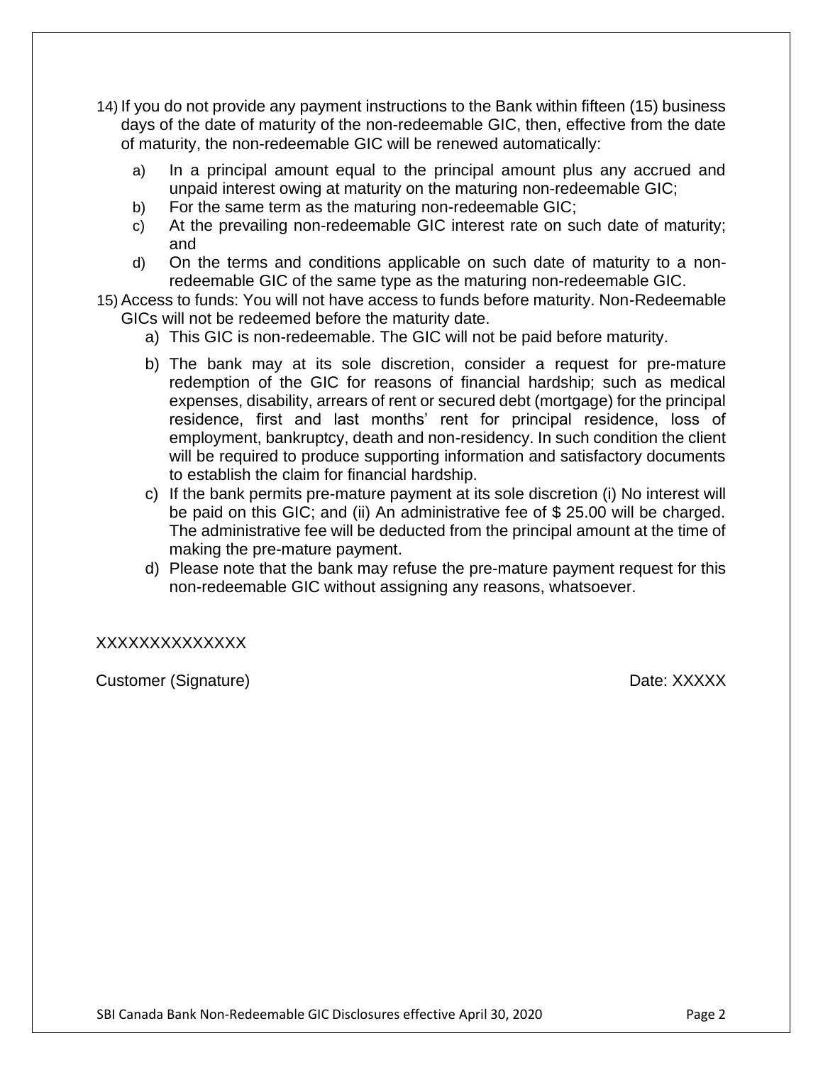14) If you do not provide any payment instructions to the Bank within fifteen (15) business days of the date of maturity of the non-redeemable GIC, then, effective from the date of maturity, the non-redeemable GIC will be renewed automatically:

    a) In a principal amount equal to the principal amount plus any accrued and unpaid interest owing at maturity on the maturing non-redeemable GIC;
    b) For the same term as the maturing non-redeemable GIC;
    c) At the prevailing non-redeemable GIC interest rate on such date of maturity; and
    d) On the terms and conditions applicable on such date of maturity to a non-redeemable GIC of the same type as the maturing non-redeemable GIC.

15) Access to funds: You will not have access to funds before maturity. Non-Redeemable GICs will not be redeemed before the maturity date.

    a) This GIC is non-redeemable. The GIC will not be paid before maturity.
    b) The bank may at its sole discretion, consider a request for pre-mature redemption of the GIC for reasons of financial hardship; such as medical expenses, disability, arrears of rent or secured debt (mortgage) for the principal residence, first and last months' rent for principal residence, loss of employment, bankruptcy, death and non-residency. In such condition the client will be required to produce supporting information and satisfactory documents to establish the claim for financial hardship.
    c) If the bank permits pre-mature payment at its sole discretion (i) No interest will be paid on this GIC; and (ii) An administrative fee of $ 25.00 will be charged. The administrative fee will be deducted from the principal amount at the time of making the pre-mature payment.
    d) Please note that the bank may refuse the pre-mature payment request for this non-redeemable GIC without assigning any reasons, whatsoever.

XXXXXXXXXXXXXX

Customer (Signature) Date: XXXXX